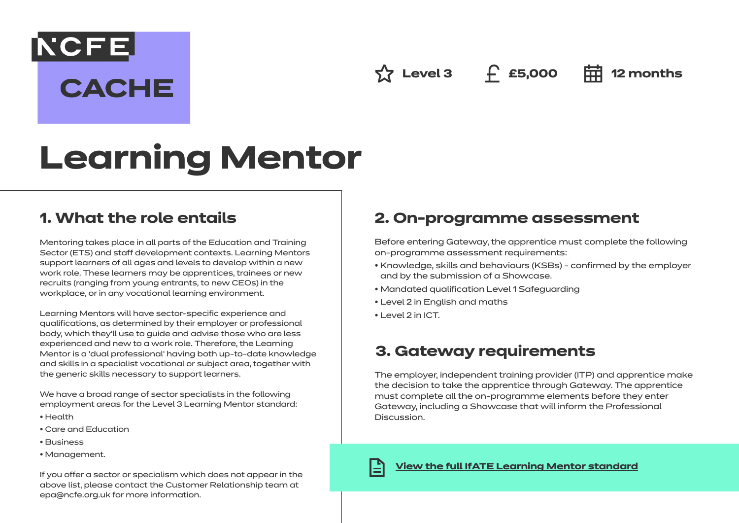NCFE CACHE

Level 3 | £5,000 | 12 months

# Learning Mentor

## 1. What the role entails

Mentoring takes place in all parts of the Education and Training Sector (ETS) and staff development contexts. Learning Mentors support learners of all ages and levels to develop within a new work role. These learners may be apprentices, trainees or new recruits (ranging from young entrants, to new CEOs) in the workplace, or in any vocational learning environment.

Learning Mentors will have sector-specific experience and qualifications, as determined by their employer or professional body, which they'll use to guide and advise those who are less experienced and new to a work role. Therefore, the Learning Mentor is a 'dual professional' having both up-to-date knowledge and skills in a specialist vocational or subject area, together with the generic skills necessary to support learners.

We have a broad range of sector specialists in the following employment areas for the Level 3 Learning Mentor standard:

- Health
- Care and Education
- Business
- Management.

If you offer a sector or specialism which does not appear in the above list, please contact the Customer Relationship team at epa@ncfe.org.uk for more information.

## 2. On-programme assessment

Before entering Gateway, the apprentice must complete the following on-programme assessment requirements:

- Knowledge, skills and behaviours (KSBs) - confirmed by the employer and by the submission of a Showcase.
- Mandated qualification Level 1 Safeguarding
- Level 2 in English and maths
- Level 2 in ICT.

## 3. Gateway requirements

The employer, independent training provider (ITP) and apprentice make the decision to take the apprentice through Gateway. The apprentice must complete all the on-programme elements before they enter Gateway, including a Showcase that will inform the Professional Discussion.

View the full IfATE Learning Mentor standard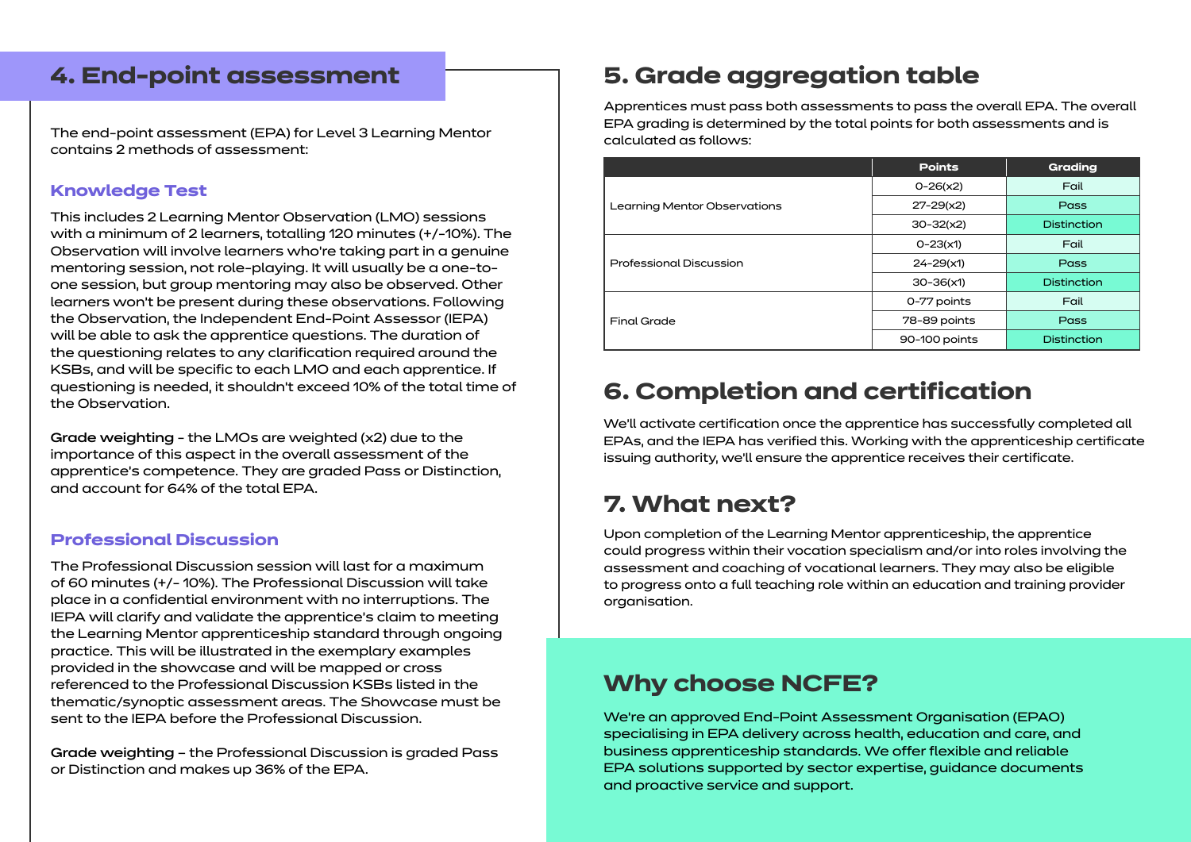## 4. End-point assessment

The end-point assessment (EPA) for Level 3 Learning Mentor contains 2 methods of assessment:

### Knowledge Test

This includes 2 Learning Mentor Observation (LMO) sessions with a minimum of 2 learners, totalling 120 minutes (+/-10%). The Observation will involve learners who're taking part in a genuine mentoring session, not role-playing. It will usually be a one-to-one session, but group mentoring may also be observed. Other learners won't be present during these observations. Following the Observation, the Independent End-Point Assessor (IEPA) will be able to ask the apprentice questions. The duration of the questioning relates to any clarification required around the KSBs, and will be specific to each LMO and each apprentice. If questioning is needed, it shouldn't exceed 10% of the total time of the Observation.

**Grade weighting** - the LMOs are weighted (x2) due to the importance of this aspect in the overall assessment of the apprentice's competence. They are graded Pass or Distinction, and account for 64% of the total EPA.

### Professional Discussion

The Professional Discussion session will last for a maximum of 60 minutes (+/- 10%). The Professional Discussion will take place in a confidential environment with no interruptions. The IEPA will clarify and validate the apprentice's claim to meeting the Learning Mentor apprenticeship standard through ongoing practice. This will be illustrated in the exemplary examples provided in the showcase and will be mapped or cross referenced to the Professional Discussion KSBs listed in the thematic/synoptic assessment areas. The Showcase must be sent to the IEPA before the Professional Discussion.

**Grade weighting** – the Professional Discussion is graded Pass or Distinction and makes up 36% of the EPA.

## 5. Grade aggregation table

Apprentices must pass both assessments to pass the overall EPA. The overall EPA grading is determined by the total points for both assessments and is calculated as follows:

| | Points | Grading |
|---|---|---|
| Learning Mentor Observations | 0-26(x2) | Fail |
| | 27-29(x2) | Pass |
| | 30-32(x2) | Distinction |
| Professional Discussion | 0-23(x1) | Fail |
| | 24-29(x1) | Pass |
| | 30-36(x1) | Distinction |
| Final Grade | 0-77 points | Fail |
| | 78-89 points | Pass |
| | 90-100 points | Distinction |

## 6. Completion and certification

We'll activate certification once the apprentice has successfully completed all EPAs, and the IEPA has verified this. Working with the apprenticeship certificate issuing authority, we'll ensure the apprentice receives their certificate.

## 7. What next?

Upon completion of the Learning Mentor apprenticeship, the apprentice could progress within their vocation specialism and/or into roles involving the assessment and coaching of vocational learners. They may also be eligible to progress onto a full teaching role within an education and training provider organisation.

## Why choose NCFE?

We're an approved End-Point Assessment Organisation (EPAO) specialising in EPA delivery across health, education and care, and business apprenticeship standards. We offer flexible and reliable EPA solutions supported by sector expertise, guidance documents and proactive service and support.